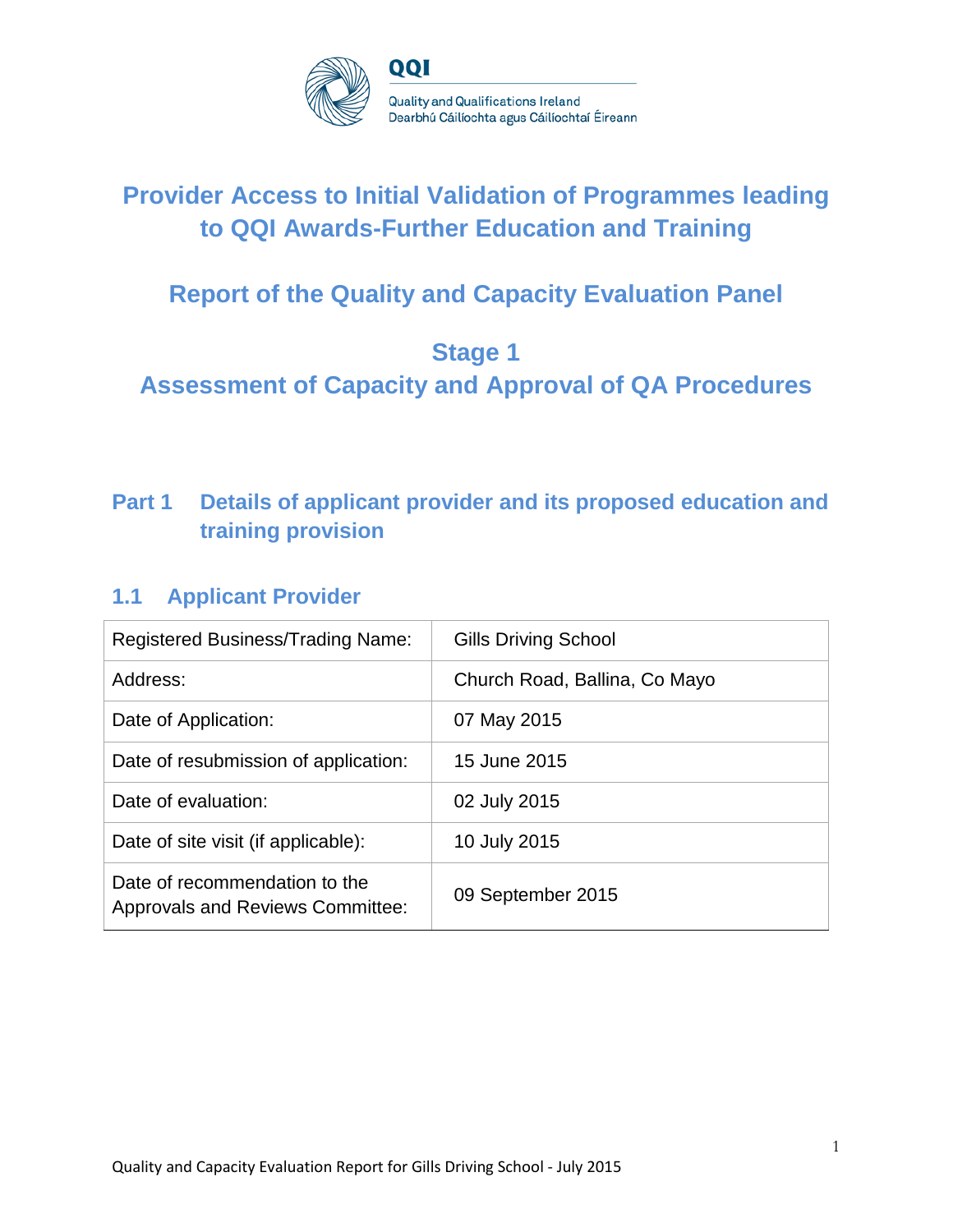QQI

Quality and Qualifications Ireland
Dearbhú Cáilíochta agus Cáilíochtaí Éireann

# Provider Access to Initial Validation of Programmes leading to QQI Awards-Further Education and Training

# Report of the Quality and Capacity Evaluation Panel

# Stage 1
# Assessment of Capacity and Approval of QA Procedures

## Part 1 Details of applicant provider and its proposed education and training provision

### 1.1 Applicant Provider

| | |
|---|---|
| Registered Business/Trading Name: | Gills Driving School |
| Address: | Church Road, Ballina, Co Mayo |
| Date of Application: | 07 May 2015 |
| Date of resubmission of application: | 15 June 2015 |
| Date of evaluation: | 02 July 2015 |
| Date of site visit (if applicable): | 10 July 2015 |
| Date of recommendation to the Approvals and Reviews Committee: | 09 September 2015 |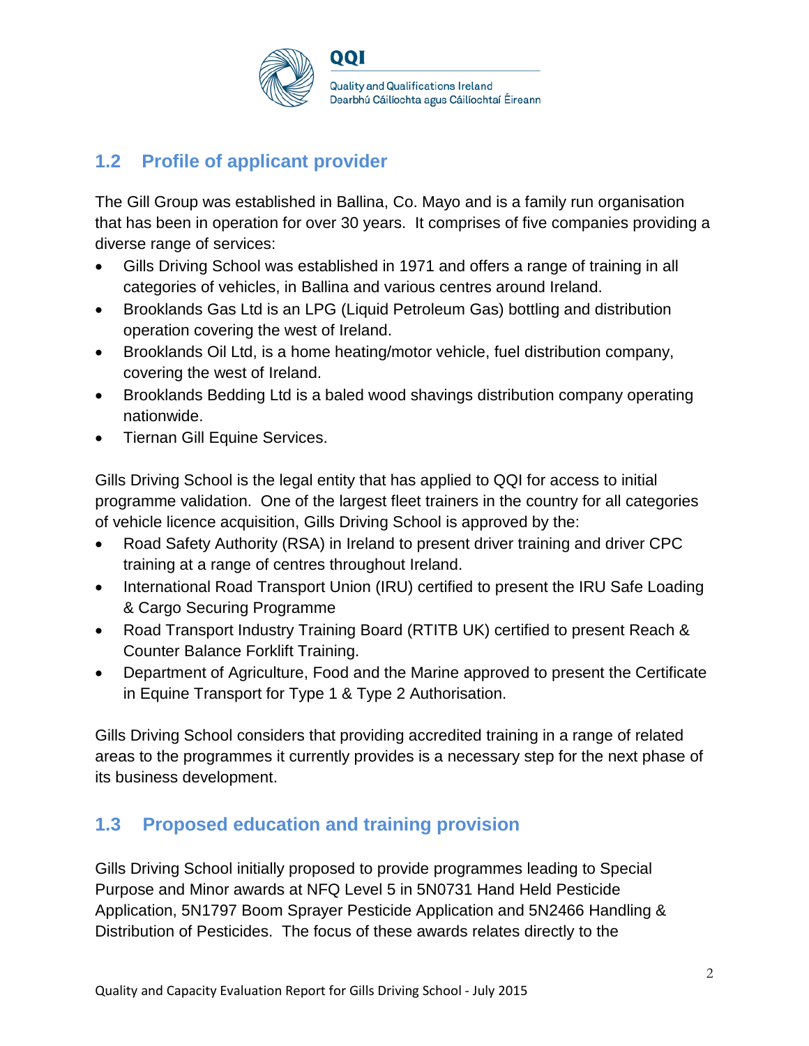## 1.2 Profile of applicant provider

The Gill Group was established in Ballina, Co. Mayo and is a family run organisation that has been in operation for over 30 years. It comprises of five companies providing a diverse range of services:

- Gills Driving School was established in 1971 and offers a range of training in all categories of vehicles, in Ballina and various centres around Ireland.
- Brooklands Gas Ltd is an LPG (Liquid Petroleum Gas) bottling and distribution operation covering the west of Ireland.
- Brooklands Oil Ltd, is a home heating/motor vehicle, fuel distribution company, covering the west of Ireland.
- Brooklands Bedding Ltd is a baled wood shavings distribution company operating nationwide.
- Tiernan Gill Equine Services.

Gills Driving School is the legal entity that has applied to QQI for access to initial programme validation. One of the largest fleet trainers in the country for all categories of vehicle licence acquisition, Gills Driving School is approved by the:

- Road Safety Authority (RSA) in Ireland to present driver training and driver CPC training at a range of centres throughout Ireland.
- International Road Transport Union (IRU) certified to present the IRU Safe Loading & Cargo Securing Programme
- Road Transport Industry Training Board (RTITB UK) certified to present Reach & Counter Balance Forklift Training.
- Department of Agriculture, Food and the Marine approved to present the Certificate in Equine Transport for Type 1 & Type 2 Authorisation.

Gills Driving School considers that providing accredited training in a range of related areas to the programmes it currently provides is a necessary step for the next phase of its business development.

## 1.3 Proposed education and training provision

Gills Driving School initially proposed to provide programmes leading to Special Purpose and Minor awards at NFQ Level 5 in 5N0731 Hand Held Pesticide Application, 5N1797 Boom Sprayer Pesticide Application and 5N2466 Handling & Distribution of Pesticides. The focus of these awards relates directly to the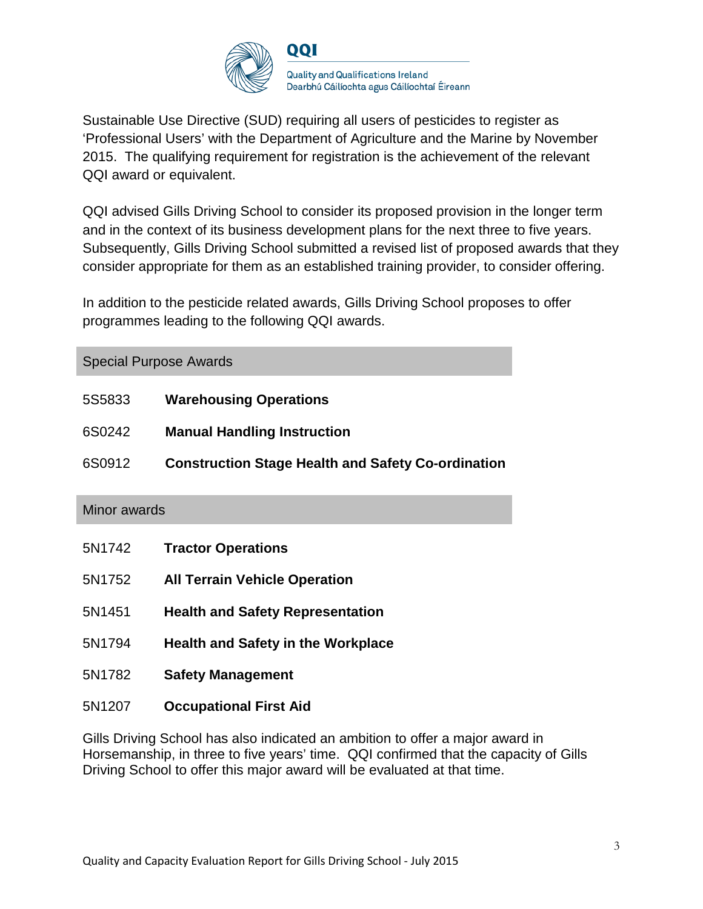Sustainable Use Directive (SUD) requiring all users of pesticides to register as ‘Professional Users’ with the Department of Agriculture and the Marine by November 2015. The qualifying requirement for registration is the achievement of the relevant QQI award or equivalent.

QQI advised Gills Driving School to consider its proposed provision in the longer term and in the context of its business development plans for the next three to five years. Subsequently, Gills Driving School submitted a revised list of proposed awards that they consider appropriate for them as an established training provider, to consider offering.

In addition to the pesticide related awards, Gills Driving School proposes to offer programmes leading to the following QQI awards.

| Special Purpose Awards | |
|---|---|
| 5S5833 | **Warehousing Operations** |
| 6S0242 | **Manual Handling Instruction** |
| 6S0912 | **Construction Stage Health and Safety Co-ordination** |

| Minor awards | |
|---|---|
| 5N1742 | **Tractor Operations** |
| 5N1752 | **All Terrain Vehicle Operation** |
| 5N1451 | **Health and Safety Representation** |
| 5N1794 | **Health and Safety in the Workplace** |
| 5N1782 | **Safety Management** |
| 5N1207 | **Occupational First Aid** |

Gills Driving School has also indicated an ambition to offer a major award in Horsemanship, in three to five years' time. QQI confirmed that the capacity of Gills Driving School to offer this major award will be evaluated at that time.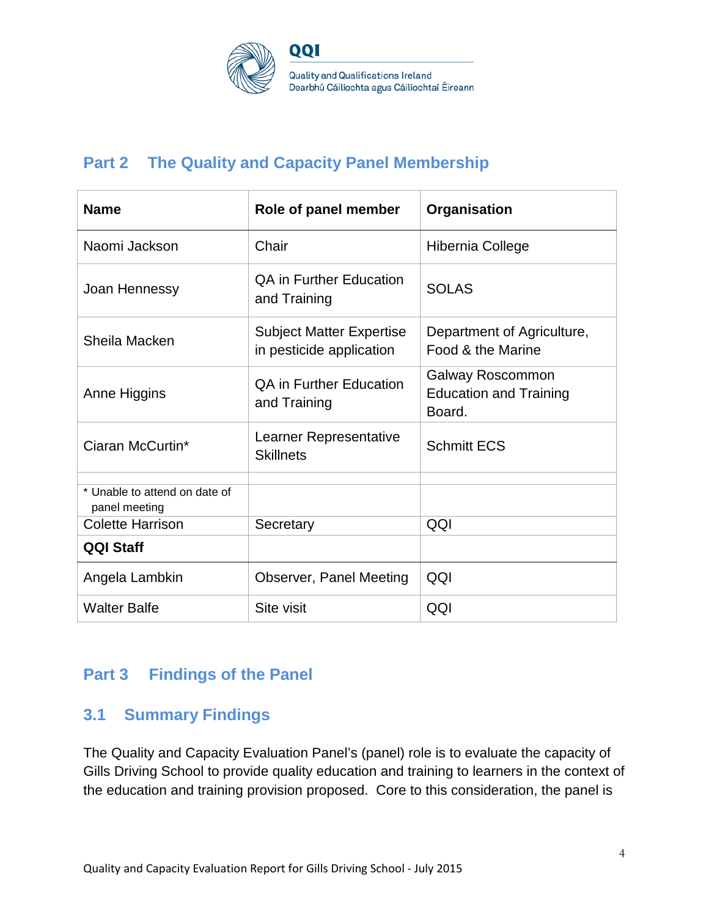## Part 2 The Quality and Capacity Panel Membership

| Name | Role of panel member | Organisation |
|---|---|---|
| Naomi Jackson | Chair | Hibernia College |
| Joan Hennessy | QA in Further Education and Training | SOLAS |
| Sheila Macken | Subject Matter Expertise in pesticide application | Department of Agriculture, Food & the Marine |
| Anne Higgins | QA in Further Education and Training | Galway Roscommon Education and Training Board. |
| Ciaran McCurtin* | Learner Representative Skillnets | Schmitt ECS |
| | | |
| * Unable to attend on date of panel meeting | | |
| Colette Harrison | Secretary | QQI |
| **QQI Staff** | | |
| Angela Lambkin | Observer, Panel Meeting | QQI |
| Walter Balfe | Site visit | QQI |

## Part 3 Findings of the Panel

### 3.1 Summary Findings

The Quality and Capacity Evaluation Panel's (panel) role is to evaluate the capacity of Gills Driving School to provide quality education and training to learners in the context of the education and training provision proposed. Core to this consideration, the panel is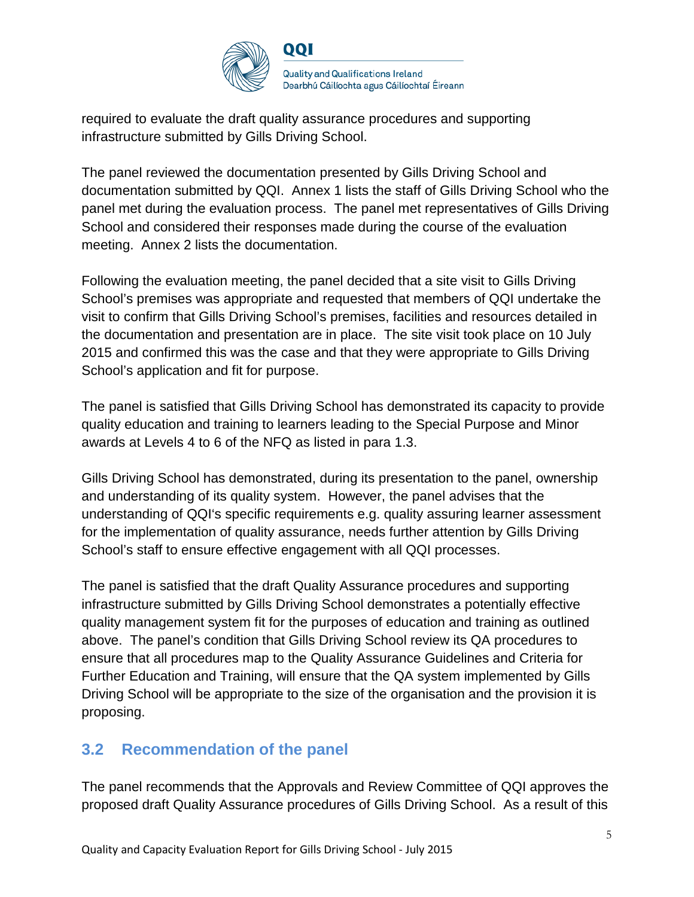required to evaluate the draft quality assurance procedures and supporting infrastructure submitted by Gills Driving School.

The panel reviewed the documentation presented by Gills Driving School and documentation submitted by QQI. Annex 1 lists the staff of Gills Driving School who the panel met during the evaluation process. The panel met representatives of Gills Driving School and considered their responses made during the course of the evaluation meeting. Annex 2 lists the documentation.

Following the evaluation meeting, the panel decided that a site visit to Gills Driving School's premises was appropriate and requested that members of QQI undertake the visit to confirm that Gills Driving School's premises, facilities and resources detailed in the documentation and presentation are in place. The site visit took place on 10 July 2015 and confirmed this was the case and that they were appropriate to Gills Driving School's application and fit for purpose.

The panel is satisfied that Gills Driving School has demonstrated its capacity to provide quality education and training to learners leading to the Special Purpose and Minor awards at Levels 4 to 6 of the NFQ as listed in para 1.3.

Gills Driving School has demonstrated, during its presentation to the panel, ownership and understanding of its quality system. However, the panel advises that the understanding of QQI's specific requirements e.g. quality assuring learner assessment for the implementation of quality assurance, needs further attention by Gills Driving School's staff to ensure effective engagement with all QQI processes.

The panel is satisfied that the draft Quality Assurance procedures and supporting infrastructure submitted by Gills Driving School demonstrates a potentially effective quality management system fit for the purposes of education and training as outlined above. The panel's condition that Gills Driving School review its QA procedures to ensure that all procedures map to the Quality Assurance Guidelines and Criteria for Further Education and Training, will ensure that the QA system implemented by Gills Driving School will be appropriate to the size of the organisation and the provision it is proposing.

## 3.2 Recommendation of the panel

The panel recommends that the Approvals and Review Committee of QQI approves the proposed draft Quality Assurance procedures of Gills Driving School. As a result of this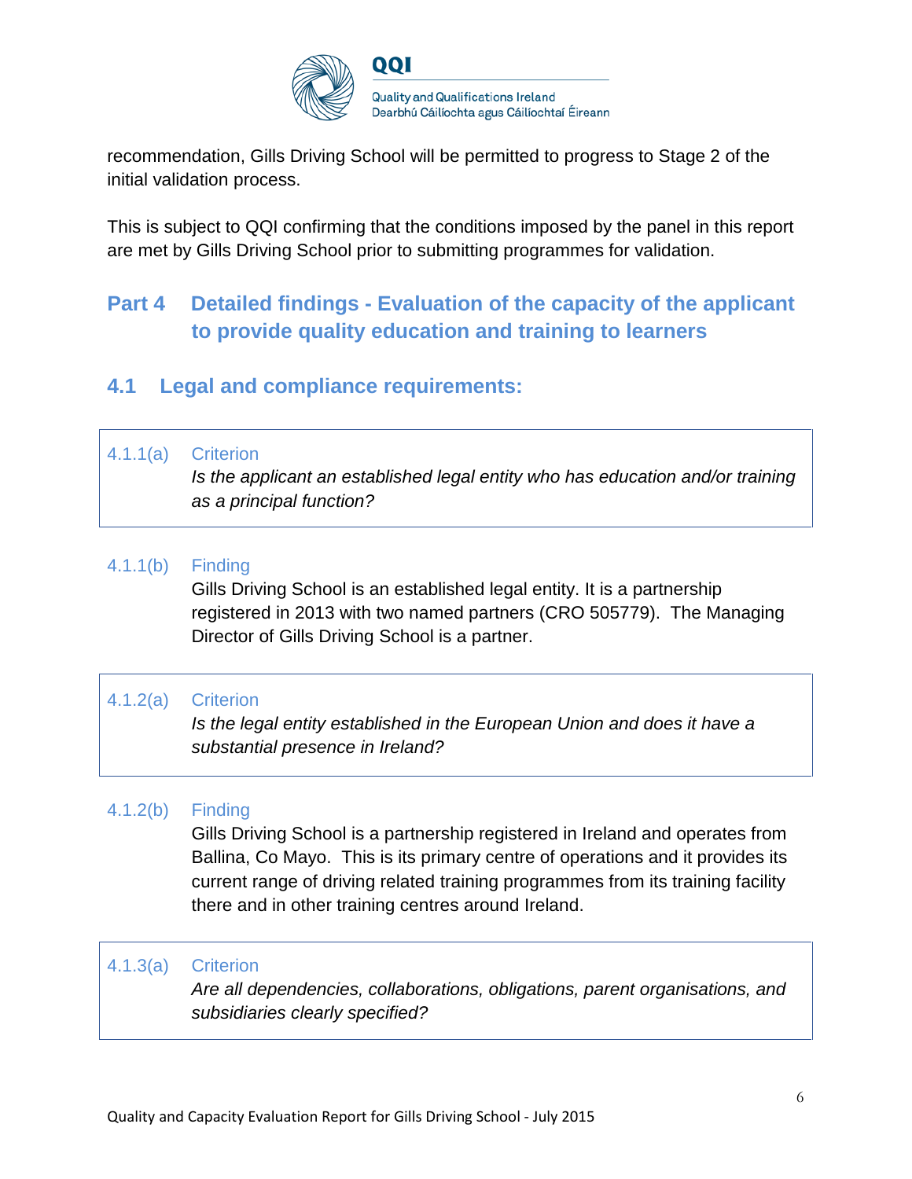recommendation, Gills Driving School will be permitted to progress to Stage 2 of the initial validation process.

This is subject to QQI confirming that the conditions imposed by the panel in this report are met by Gills Driving School prior to submitting programmes for validation.

## Part 4 Detailed findings - Evaluation of the capacity of the applicant to provide quality education and training to learners

### 4.1 Legal and compliance requirements:

**4.1.1(a) Criterion**

*Is the applicant an established legal entity who has education and/or training as a principal function?*

**4.1.1(b) Finding**

Gills Driving School is an established legal entity. It is a partnership registered in 2013 with two named partners (CRO 505779). The Managing Director of Gills Driving School is a partner.

**4.1.2(a) Criterion**

*Is the legal entity established in the European Union and does it have a substantial presence in Ireland?*

**4.1.2(b) Finding**

Gills Driving School is a partnership registered in Ireland and operates from Ballina, Co Mayo. This is its primary centre of operations and it provides its current range of driving related training programmes from its training facility there and in other training centres around Ireland.

**4.1.3(a) Criterion**

*Are all dependencies, collaborations, obligations, parent organisations, and subsidiaries clearly specified?*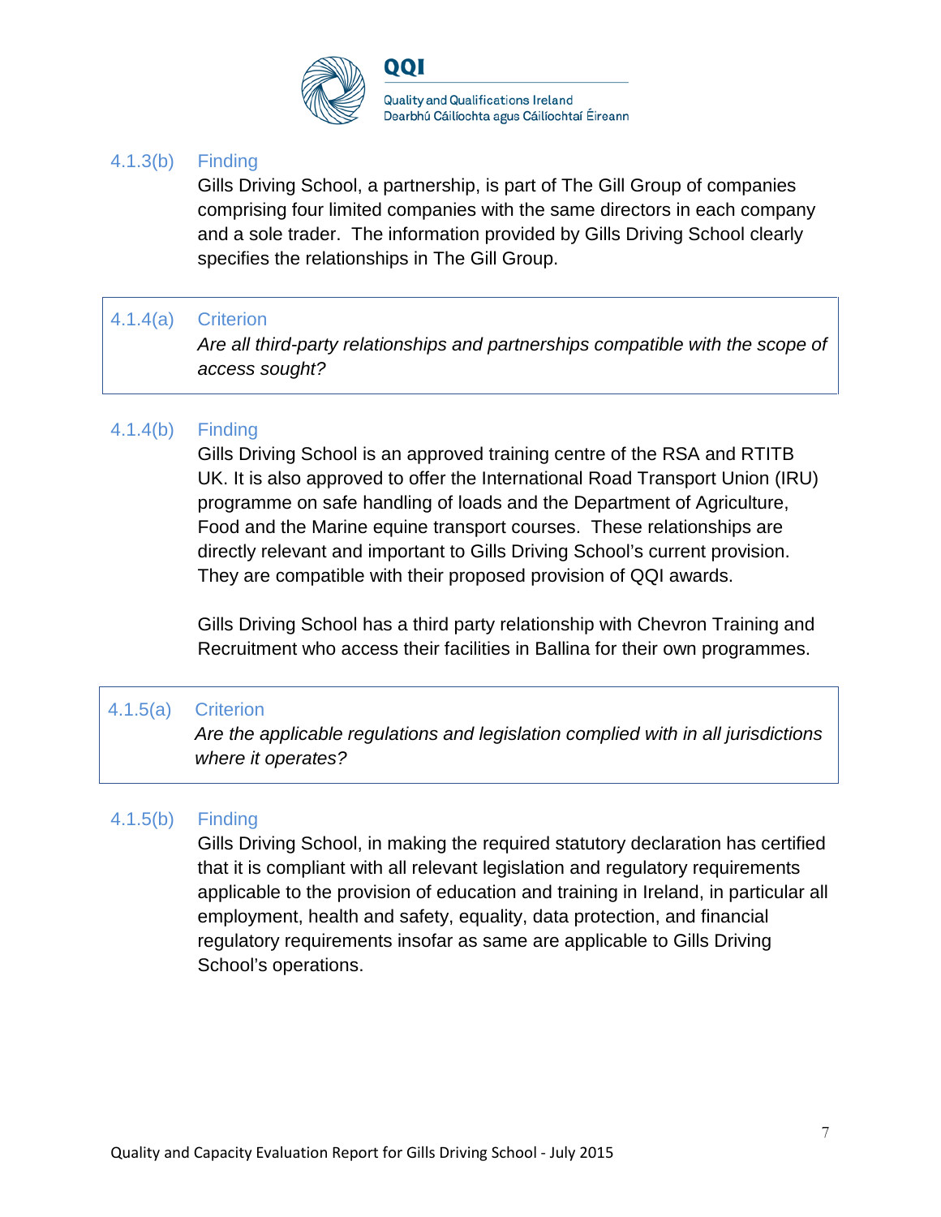4.1.3(b) Finding

Gills Driving School, a partnership, is part of The Gill Group of companies comprising four limited companies with the same directors in each company and a sole trader. The information provided by Gills Driving School clearly specifies the relationships in The Gill Group.

4.1.4(a) Criterion

*Are all third-party relationships and partnerships compatible with the scope of access sought?*

4.1.4(b) Finding

Gills Driving School is an approved training centre of the RSA and RTITB UK. It is also approved to offer the International Road Transport Union (IRU) programme on safe handling of loads and the Department of Agriculture, Food and the Marine equine transport courses. These relationships are directly relevant and important to Gills Driving School's current provision. They are compatible with their proposed provision of QQI awards.

Gills Driving School has a third party relationship with Chevron Training and Recruitment who access their facilities in Ballina for their own programmes.

4.1.5(a) Criterion

*Are the applicable regulations and legislation complied with in all jurisdictions where it operates?*

4.1.5(b) Finding

Gills Driving School, in making the required statutory declaration has certified that it is compliant with all relevant legislation and regulatory requirements applicable to the provision of education and training in Ireland, in particular all employment, health and safety, equality, data protection, and financial regulatory requirements insofar as same are applicable to Gills Driving School's operations.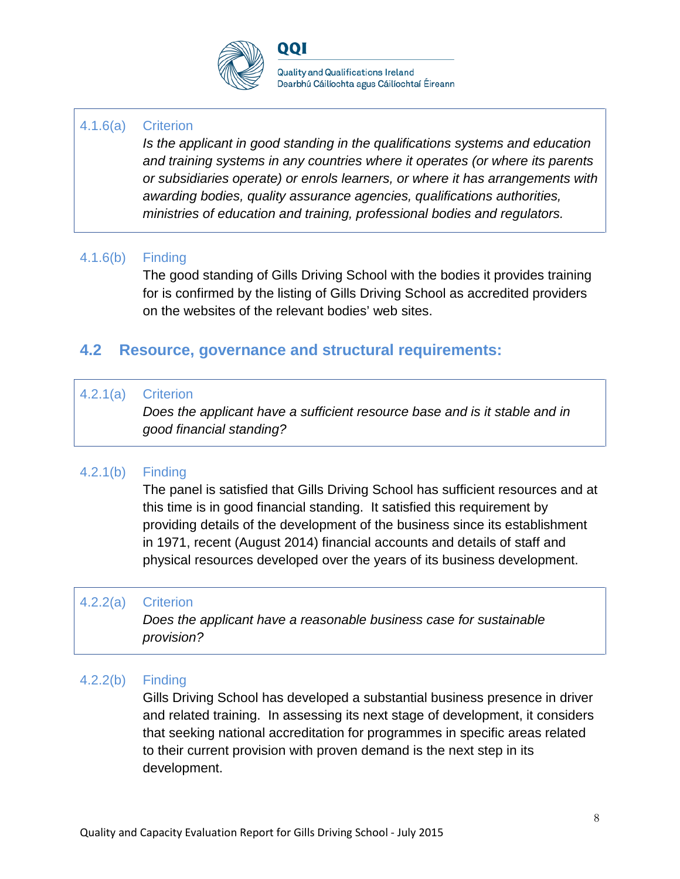4.1.6(a) Criterion

*Is the applicant in good standing in the qualifications systems and education and training systems in any countries where it operates (or where its parents or subsidiaries operate) or enrols learners, or where it has arrangements with awarding bodies, quality assurance agencies, qualifications authorities, ministries of education and training, professional bodies and regulators.*

4.1.6(b) Finding

The good standing of Gills Driving School with the bodies it provides training for is confirmed by the listing of Gills Driving School as accredited providers on the websites of the relevant bodies' web sites.

## 4.2 Resource, governance and structural requirements:

4.2.1(a) Criterion

*Does the applicant have a sufficient resource base and is it stable and in good financial standing?*

4.2.1(b) Finding

The panel is satisfied that Gills Driving School has sufficient resources and at this time is in good financial standing. It satisfied this requirement by providing details of the development of the business since its establishment in 1971, recent (August 2014) financial accounts and details of staff and physical resources developed over the years of its business development.

4.2.2(a) Criterion

*Does the applicant have a reasonable business case for sustainable provision?*

4.2.2(b) Finding

Gills Driving School has developed a substantial business presence in driver and related training. In assessing its next stage of development, it considers that seeking national accreditation for programmes in specific areas related to their current provision with proven demand is the next step in its development.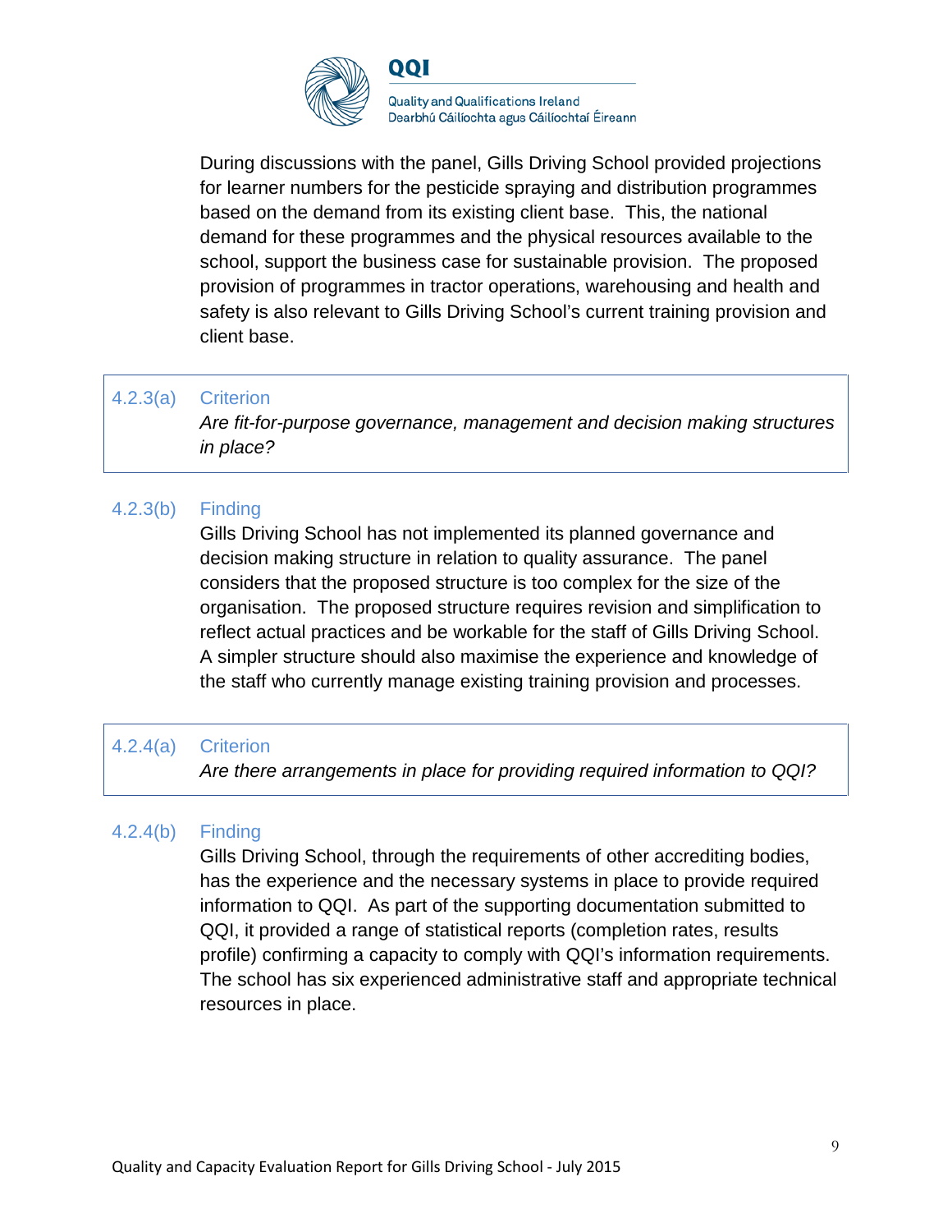During discussions with the panel, Gills Driving School provided projections for learner numbers for the pesticide spraying and distribution programmes based on the demand from its existing client base. This, the national demand for these programmes and the physical resources available to the school, support the business case for sustainable provision. The proposed provision of programmes in tractor operations, warehousing and health and safety is also relevant to Gills Driving School's current training provision and client base.

| 4.2.3(a) | Criterion<br>*Are fit-for-purpose governance, management and decision making structures in place?* |
|---|---|

**4.2.3(b) Finding**

Gills Driving School has not implemented its planned governance and decision making structure in relation to quality assurance. The panel considers that the proposed structure is too complex for the size of the organisation. The proposed structure requires revision and simplification to reflect actual practices and be workable for the staff of Gills Driving School. A simpler structure should also maximise the experience and knowledge of the staff who currently manage existing training provision and processes.

| 4.2.4(a) | Criterion<br>*Are there arrangements in place for providing required information to QQI?* |
|---|---|

**4.2.4(b) Finding**

Gills Driving School, through the requirements of other accrediting bodies, has the experience and the necessary systems in place to provide required information to QQI. As part of the supporting documentation submitted to QQI, it provided a range of statistical reports (completion rates, results profile) confirming a capacity to comply with QQI's information requirements. The school has six experienced administrative staff and appropriate technical resources in place.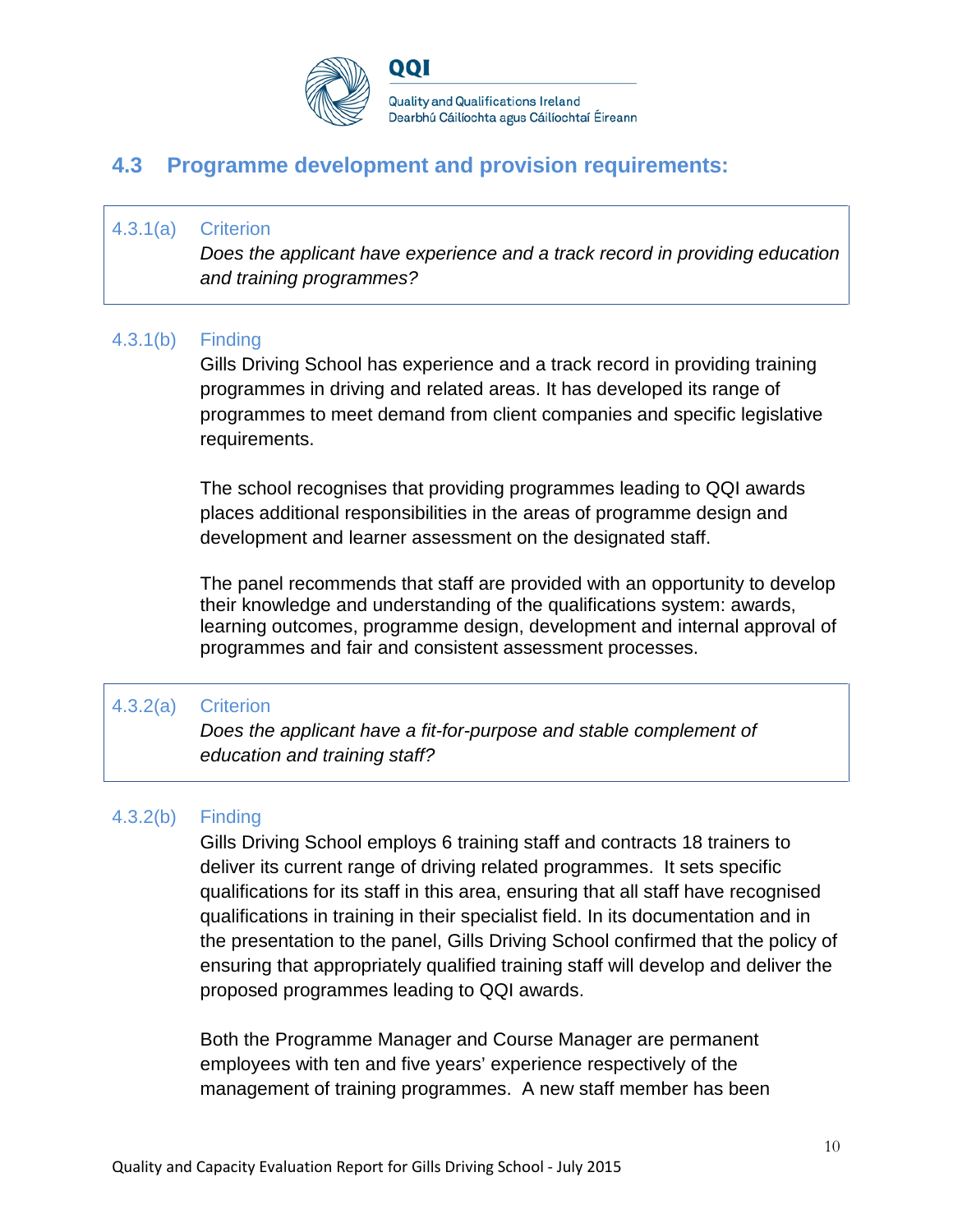## 4.3 Programme development and provision requirements:

**4.3.1(a) Criterion**

*Does the applicant have experience and a track record in providing education and training programmes?*

**4.3.1(b) Finding**

Gills Driving School has experience and a track record in providing training programmes in driving and related areas. It has developed its range of programmes to meet demand from client companies and specific legislative requirements.

The school recognises that providing programmes leading to QQI awards places additional responsibilities in the areas of programme design and development and learner assessment on the designated staff.

The panel recommends that staff are provided with an opportunity to develop their knowledge and understanding of the qualifications system: awards, learning outcomes, programme design, development and internal approval of programmes and fair and consistent assessment processes.

**4.3.2(a) Criterion**

*Does the applicant have a fit-for-purpose and stable complement of education and training staff?*

**4.3.2(b) Finding**

Gills Driving School employs 6 training staff and contracts 18 trainers to deliver its current range of driving related programmes. It sets specific qualifications for its staff in this area, ensuring that all staff have recognised qualifications in training in their specialist field. In its documentation and in the presentation to the panel, Gills Driving School confirmed that the policy of ensuring that appropriately qualified training staff will develop and deliver the proposed programmes leading to QQI awards.

Both the Programme Manager and Course Manager are permanent employees with ten and five years' experience respectively of the management of training programmes. A new staff member has been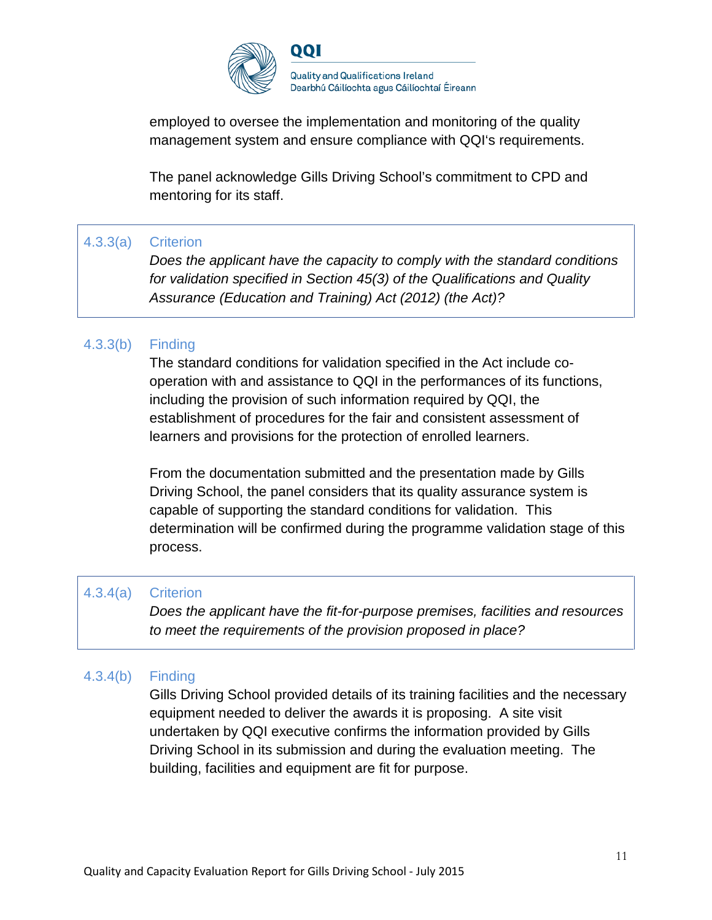employed to oversee the implementation and monitoring of the quality management system and ensure compliance with QQI's requirements.

The panel acknowledge Gills Driving School's commitment to CPD and mentoring for its staff.

**4.3.3(a) Criterion**

*Does the applicant have the capacity to comply with the standard conditions for validation specified in Section 45(3) of the Qualifications and Quality Assurance (Education and Training) Act (2012) (the Act)?*

**4.3.3(b) Finding**

The standard conditions for validation specified in the Act include co-operation with and assistance to QQI in the performances of its functions, including the provision of such information required by QQI, the establishment of procedures for the fair and consistent assessment of learners and provisions for the protection of enrolled learners.

From the documentation submitted and the presentation made by Gills Driving School, the panel considers that its quality assurance system is capable of supporting the standard conditions for validation. This determination will be confirmed during the programme validation stage of this process.

**4.3.4(a) Criterion**

*Does the applicant have the fit-for-purpose premises, facilities and resources to meet the requirements of the provision proposed in place?*

**4.3.4(b) Finding**

Gills Driving School provided details of its training facilities and the necessary equipment needed to deliver the awards it is proposing. A site visit undertaken by QQI executive confirms the information provided by Gills Driving School in its submission and during the evaluation meeting. The building, facilities and equipment are fit for purpose.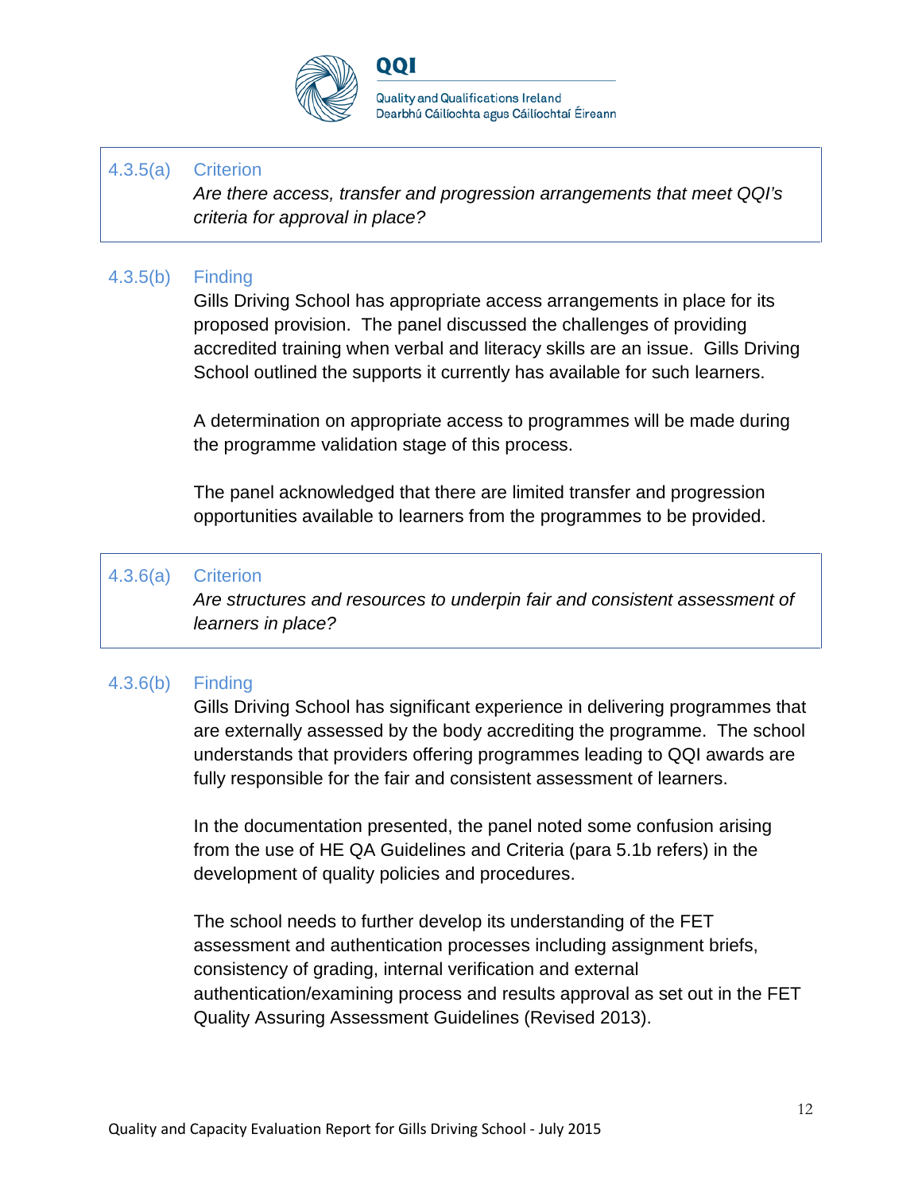**4.3.5(a) Criterion**

*Are there access, transfer and progression arrangements that meet QQI's criteria for approval in place?*

**4.3.5(b) Finding**

Gills Driving School has appropriate access arrangements in place for its proposed provision. The panel discussed the challenges of providing accredited training when verbal and literacy skills are an issue. Gills Driving School outlined the supports it currently has available for such learners.

A determination on appropriate access to programmes will be made during the programme validation stage of this process.

The panel acknowledged that there are limited transfer and progression opportunities available to learners from the programmes to be provided.

**4.3.6(a) Criterion**

*Are structures and resources to underpin fair and consistent assessment of learners in place?*

**4.3.6(b) Finding**

Gills Driving School has significant experience in delivering programmes that are externally assessed by the body accrediting the programme. The school understands that providers offering programmes leading to QQI awards are fully responsible for the fair and consistent assessment of learners.

In the documentation presented, the panel noted some confusion arising from the use of HE QA Guidelines and Criteria (para 5.1b refers) in the development of quality policies and procedures.

The school needs to further develop its understanding of the FET assessment and authentication processes including assignment briefs, consistency of grading, internal verification and external authentication/examining process and results approval as set out in the FET Quality Assuring Assessment Guidelines (Revised 2013).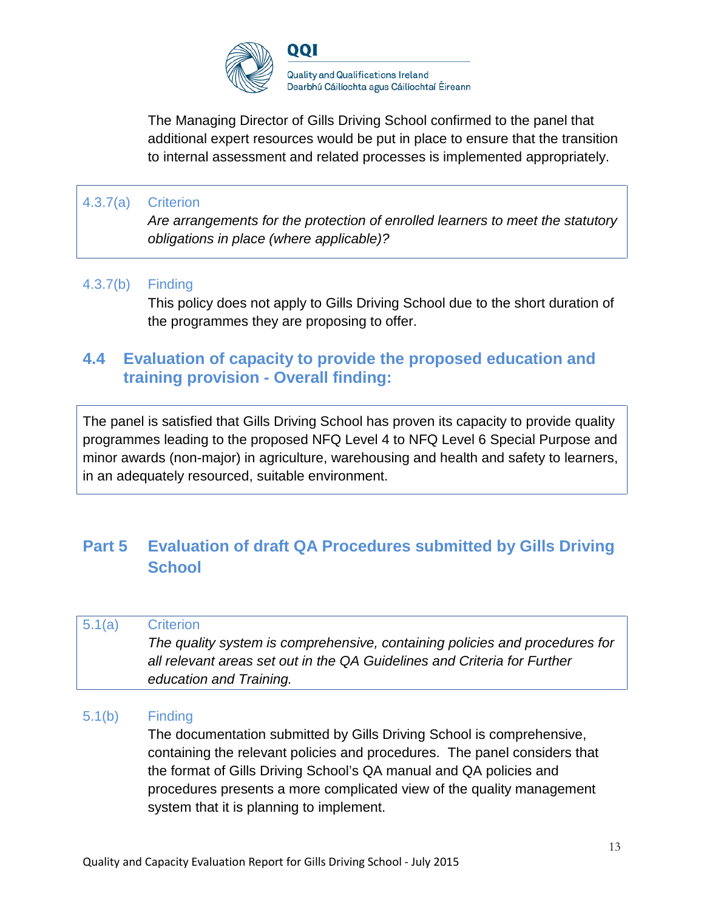The Managing Director of Gills Driving School confirmed to the panel that additional expert resources would be put in place to ensure that the transition to internal assessment and related processes is implemented appropriately.

4.3.7(a) Criterion

*Are arrangements for the protection of enrolled learners to meet the statutory obligations in place (where applicable)?*

4.3.7(b) Finding

This policy does not apply to Gills Driving School due to the short duration of the programmes they are proposing to offer.

## 4.4 Evaluation of capacity to provide the proposed education and training provision - Overall finding:

The panel is satisfied that Gills Driving School has proven its capacity to provide quality programmes leading to the proposed NFQ Level 4 to NFQ Level 6 Special Purpose and minor awards (non-major) in agriculture, warehousing and health and safety to learners, in an adequately resourced, suitable environment.

# Part 5 Evaluation of draft QA Procedures submitted by Gills Driving School

5.1(a) Criterion

*The quality system is comprehensive, containing policies and procedures for all relevant areas set out in the QA Guidelines and Criteria for Further education and Training.*

5.1(b) Finding

The documentation submitted by Gills Driving School is comprehensive, containing the relevant policies and procedures. The panel considers that the format of Gills Driving School's QA manual and QA policies and procedures presents a more complicated view of the quality management system that it is planning to implement.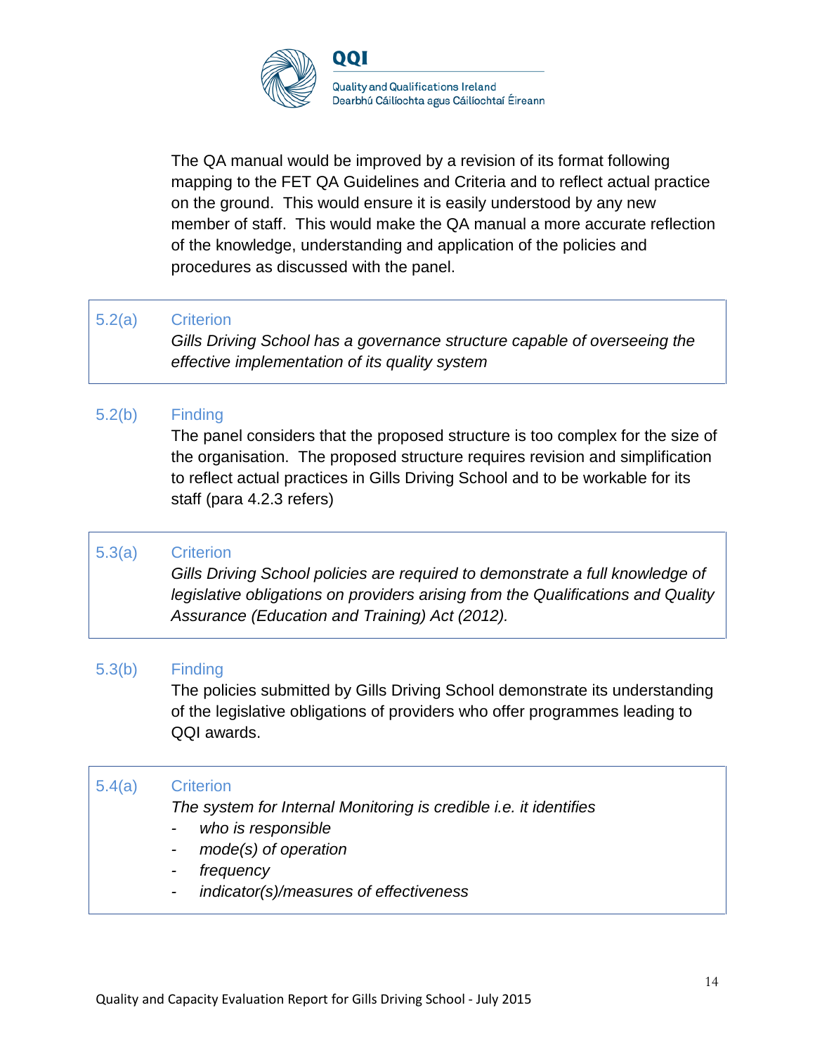The QA manual would be improved by a revision of its format following mapping to the FET QA Guidelines and Criteria and to reflect actual practice on the ground. This would ensure it is easily understood by any new member of staff. This would make the QA manual a more accurate reflection of the knowledge, understanding and application of the policies and procedures as discussed with the panel.

**5.2(a) Criterion**

*Gills Driving School has a governance structure capable of overseeing the effective implementation of its quality system*

**5.2(b) Finding**

The panel considers that the proposed structure is too complex for the size of the organisation. The proposed structure requires revision and simplification to reflect actual practices in Gills Driving School and to be workable for its staff (para 4.2.3 refers)

**5.3(a) Criterion**

*Gills Driving School policies are required to demonstrate a full knowledge of legislative obligations on providers arising from the Qualifications and Quality Assurance (Education and Training) Act (2012).*

**5.3(b) Finding**

The policies submitted by Gills Driving School demonstrate its understanding of the legislative obligations of providers who offer programmes leading to QQI awards.

**5.4(a) Criterion**

*The system for Internal Monitoring is credible i.e. it identifies*

- *who is responsible*
- *mode(s) of operation*
- *frequency*
- *indicator(s)/measures of effectiveness*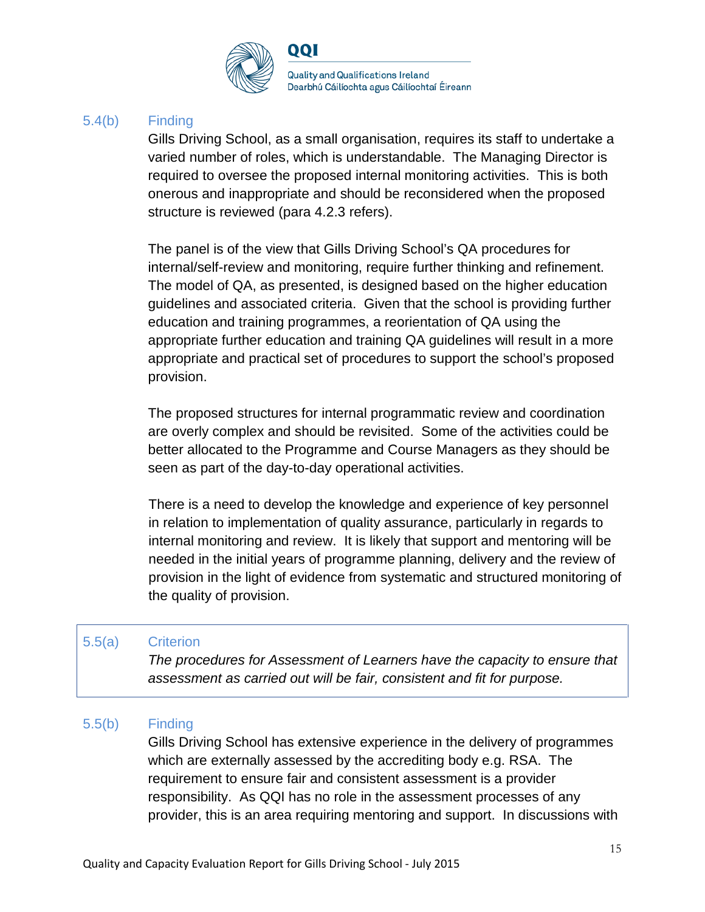5.4(b) Finding

Gills Driving School, as a small organisation, requires its staff to undertake a varied number of roles, which is understandable. The Managing Director is required to oversee the proposed internal monitoring activities. This is both onerous and inappropriate and should be reconsidered when the proposed structure is reviewed (para 4.2.3 refers).

The panel is of the view that Gills Driving School's QA procedures for internal/self-review and monitoring, require further thinking and refinement. The model of QA, as presented, is designed based on the higher education guidelines and associated criteria. Given that the school is providing further education and training programmes, a reorientation of QA using the appropriate further education and training QA guidelines will result in a more appropriate and practical set of procedures to support the school's proposed provision.

The proposed structures for internal programmatic review and coordination are overly complex and should be revisited. Some of the activities could be better allocated to the Programme and Course Managers as they should be seen as part of the day-to-day operational activities.

There is a need to develop the knowledge and experience of key personnel in relation to implementation of quality assurance, particularly in regards to internal monitoring and review. It is likely that support and mentoring will be needed in the initial years of programme planning, delivery and the review of provision in the light of evidence from systematic and structured monitoring of the quality of provision.

5.5(a) Criterion

*The procedures for Assessment of Learners have the capacity to ensure that assessment as carried out will be fair, consistent and fit for purpose.*

5.5(b) Finding

Gills Driving School has extensive experience in the delivery of programmes which are externally assessed by the accrediting body e.g. RSA. The requirement to ensure fair and consistent assessment is a provider responsibility. As QQI has no role in the assessment processes of any provider, this is an area requiring mentoring and support. In discussions with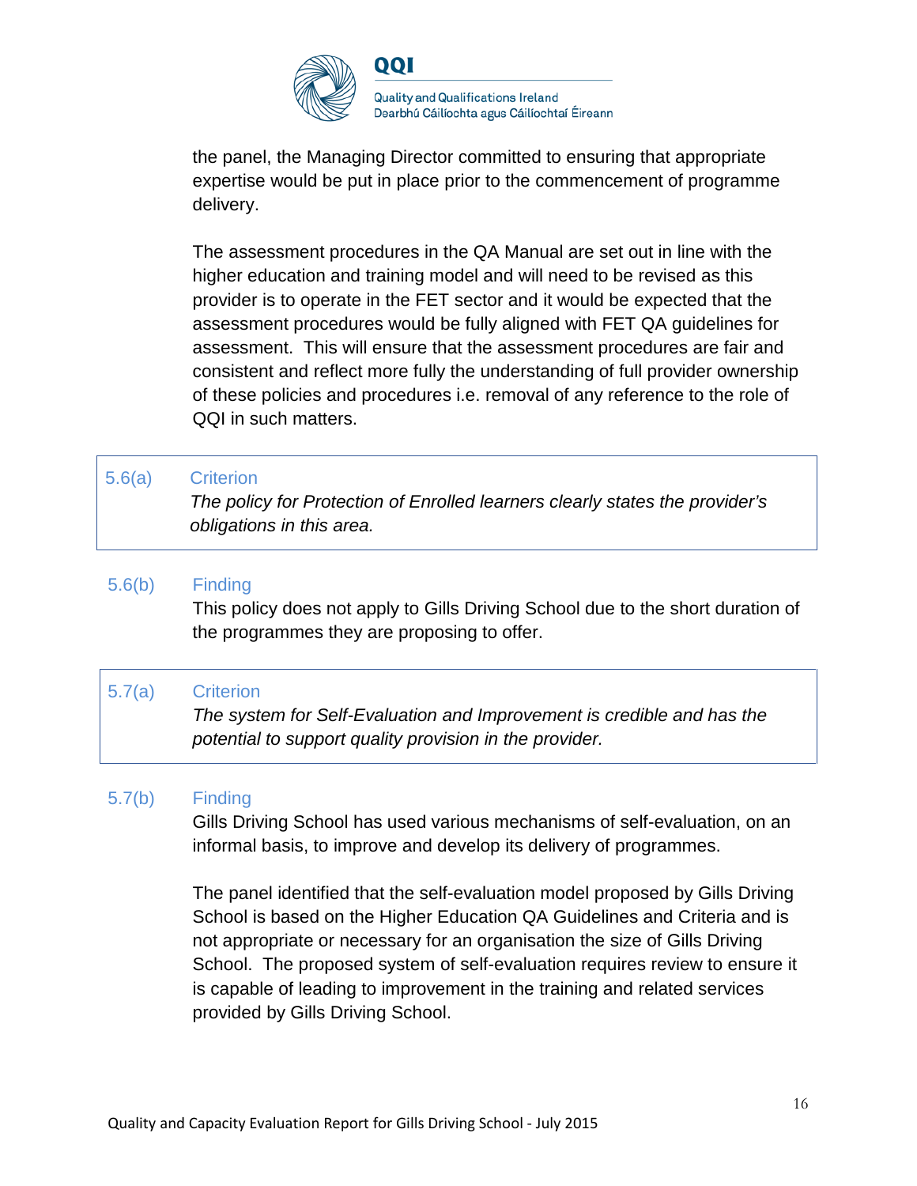the panel, the Managing Director committed to ensuring that appropriate expertise would be put in place prior to the commencement of programme delivery.

The assessment procedures in the QA Manual are set out in line with the higher education and training model and will need to be revised as this provider is to operate in the FET sector and it would be expected that the assessment procedures would be fully aligned with FET QA guidelines for assessment. This will ensure that the assessment procedures are fair and consistent and reflect more fully the understanding of full provider ownership of these policies and procedures i.e. removal of any reference to the role of QQI in such matters.

**5.6(a) Criterion**

*The policy for Protection of Enrolled learners clearly states the provider's obligations in this area.*

**5.6(b) Finding**

This policy does not apply to Gills Driving School due to the short duration of the programmes they are proposing to offer.

**5.7(a) Criterion**

*The system for Self-Evaluation and Improvement is credible and has the potential to support quality provision in the provider.*

**5.7(b) Finding**

Gills Driving School has used various mechanisms of self-evaluation, on an informal basis, to improve and develop its delivery of programmes.

The panel identified that the self-evaluation model proposed by Gills Driving School is based on the Higher Education QA Guidelines and Criteria and is not appropriate or necessary for an organisation the size of Gills Driving School. The proposed system of self-evaluation requires review to ensure it is capable of leading to improvement in the training and related services provided by Gills Driving School.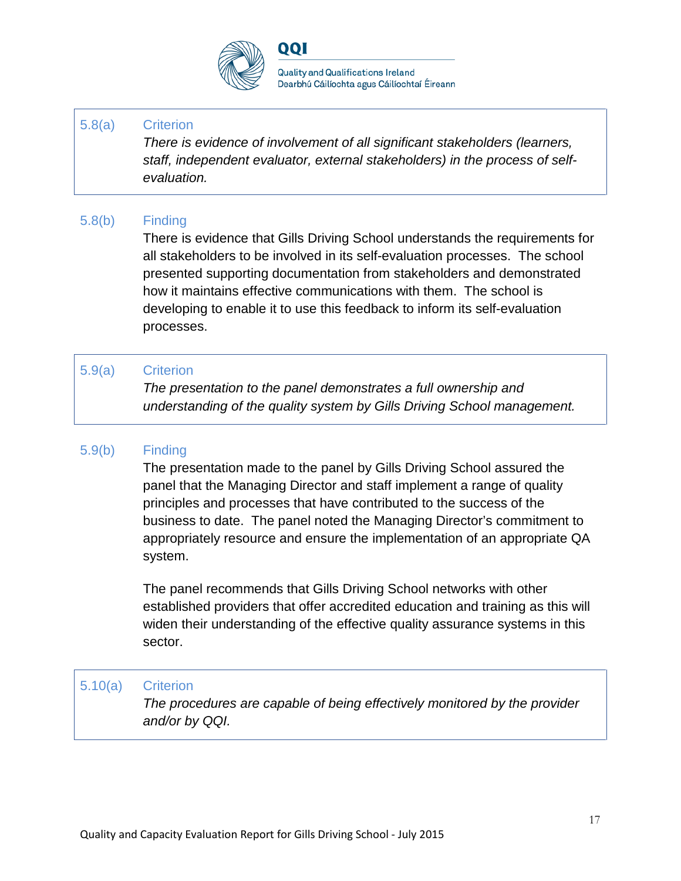**5.8(a) Criterion**

*There is evidence of involvement of all significant stakeholders (learners, staff, independent evaluator, external stakeholders) in the process of self-evaluation.*

**5.8(b) Finding**

There is evidence that Gills Driving School understands the requirements for all stakeholders to be involved in its self-evaluation processes. The school presented supporting documentation from stakeholders and demonstrated how it maintains effective communications with them. The school is developing to enable it to use this feedback to inform its self-evaluation processes.

**5.9(a) Criterion**

*The presentation to the panel demonstrates a full ownership and understanding of the quality system by Gills Driving School management.*

**5.9(b) Finding**

The presentation made to the panel by Gills Driving School assured the panel that the Managing Director and staff implement a range of quality principles and processes that have contributed to the success of the business to date. The panel noted the Managing Director's commitment to appropriately resource and ensure the implementation of an appropriate QA system.

The panel recommends that Gills Driving School networks with other established providers that offer accredited education and training as this will widen their understanding of the effective quality assurance systems in this sector.

**5.10(a) Criterion**

*The procedures are capable of being effectively monitored by the provider and/or by QQI.*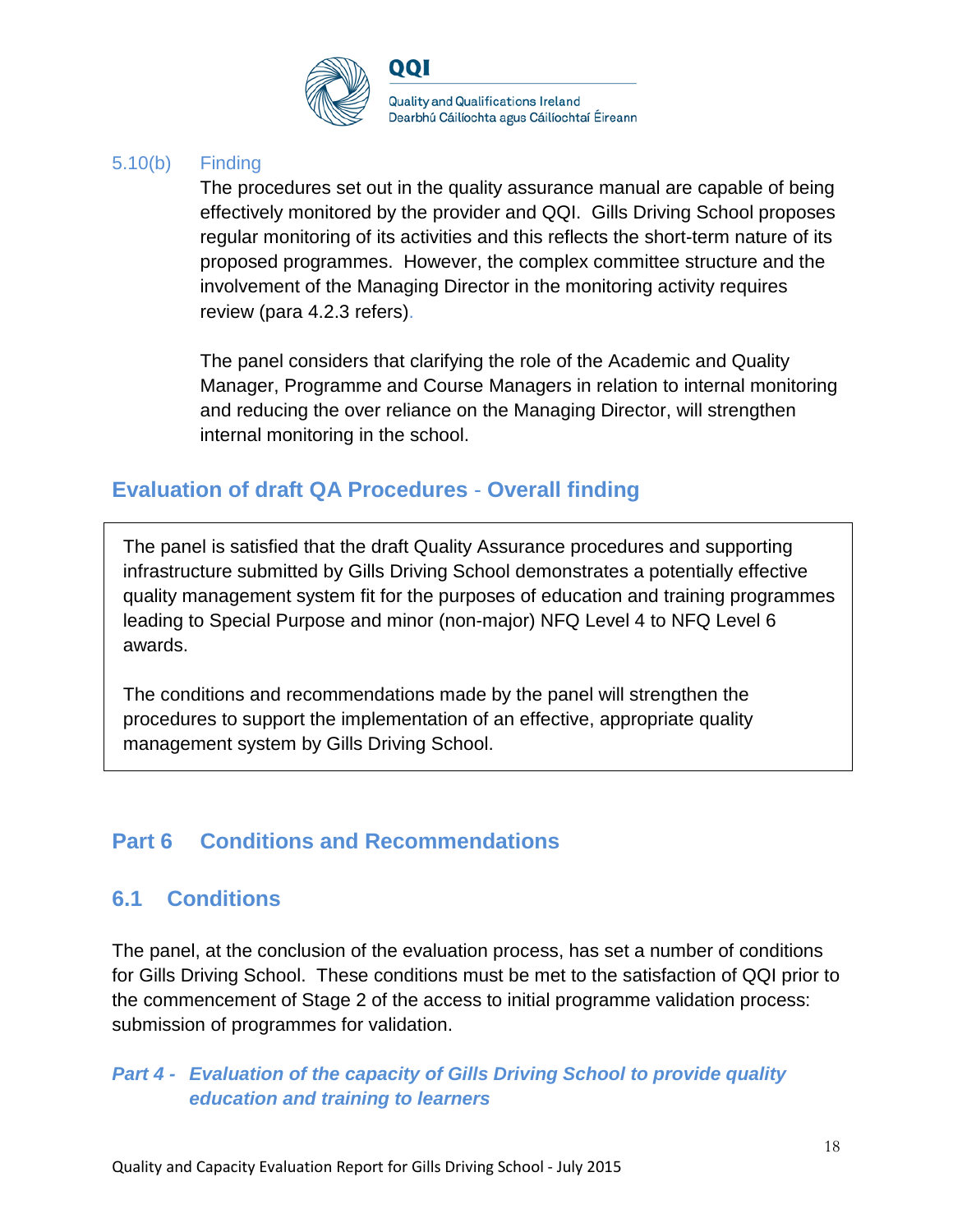5.10(b) Finding

The procedures set out in the quality assurance manual are capable of being effectively monitored by the provider and QQI. Gills Driving School proposes regular monitoring of its activities and this reflects the short-term nature of its proposed programmes. However, the complex committee structure and the involvement of the Managing Director in the monitoring activity requires review (para 4.2.3 refers).

The panel considers that clarifying the role of the Academic and Quality Manager, Programme and Course Managers in relation to internal monitoring and reducing the over reliance on the Managing Director, will strengthen internal monitoring in the school.

## Evaluation of draft QA Procedures - Overall finding

The panel is satisfied that the draft Quality Assurance procedures and supporting infrastructure submitted by Gills Driving School demonstrates a potentially effective quality management system fit for the purposes of education and training programmes leading to Special Purpose and minor (non-major) NFQ Level 4 to NFQ Level 6 awards.

The conditions and recommendations made by the panel will strengthen the procedures to support the implementation of an effective, appropriate quality management system by Gills Driving School.

# Part 6 Conditions and Recommendations

## 6.1 Conditions

The panel, at the conclusion of the evaluation process, has set a number of conditions for Gills Driving School. These conditions must be met to the satisfaction of QQI prior to the commencement of Stage 2 of the access to initial programme validation process: submission of programmes for validation.

### *Part 4 - Evaluation of the capacity of Gills Driving School to provide quality education and training to learners*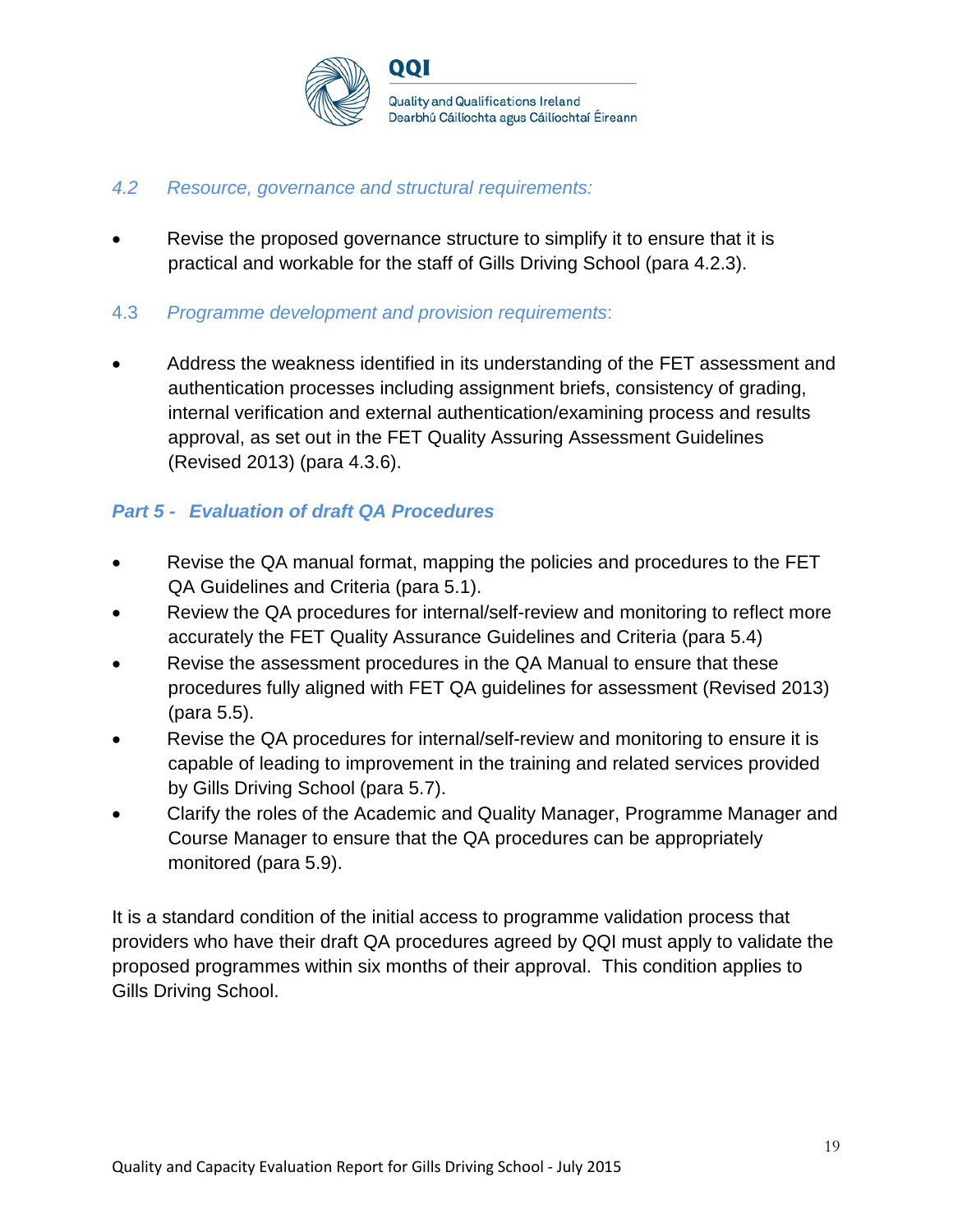### *4.2 Resource, governance and structural requirements:*

- Revise the proposed governance structure to simplify it to ensure that it is practical and workable for the staff of Gills Driving School (para 4.2.3).

### 4.3 *Programme development and provision requirements*:

- Address the weakness identified in its understanding of the FET assessment and authentication processes including assignment briefs, consistency of grading, internal verification and external authentication/examining process and results approval, as set out in the FET Quality Assuring Assessment Guidelines (Revised 2013) (para 4.3.6).

## *Part 5 - Evaluation of draft QA Procedures*

- Revise the QA manual format, mapping the policies and procedures to the FET QA Guidelines and Criteria (para 5.1).
- Review the QA procedures for internal/self-review and monitoring to reflect more accurately the FET Quality Assurance Guidelines and Criteria (para 5.4)
- Revise the assessment procedures in the QA Manual to ensure that these procedures fully aligned with FET QA guidelines for assessment (Revised 2013) (para 5.5).
- Revise the QA procedures for internal/self-review and monitoring to ensure it is capable of leading to improvement in the training and related services provided by Gills Driving School (para 5.7).
- Clarify the roles of the Academic and Quality Manager, Programme Manager and Course Manager to ensure that the QA procedures can be appropriately monitored (para 5.9).

It is a standard condition of the initial access to programme validation process that providers who have their draft QA procedures agreed by QQI must apply to validate the proposed programmes within six months of their approval. This condition applies to Gills Driving School.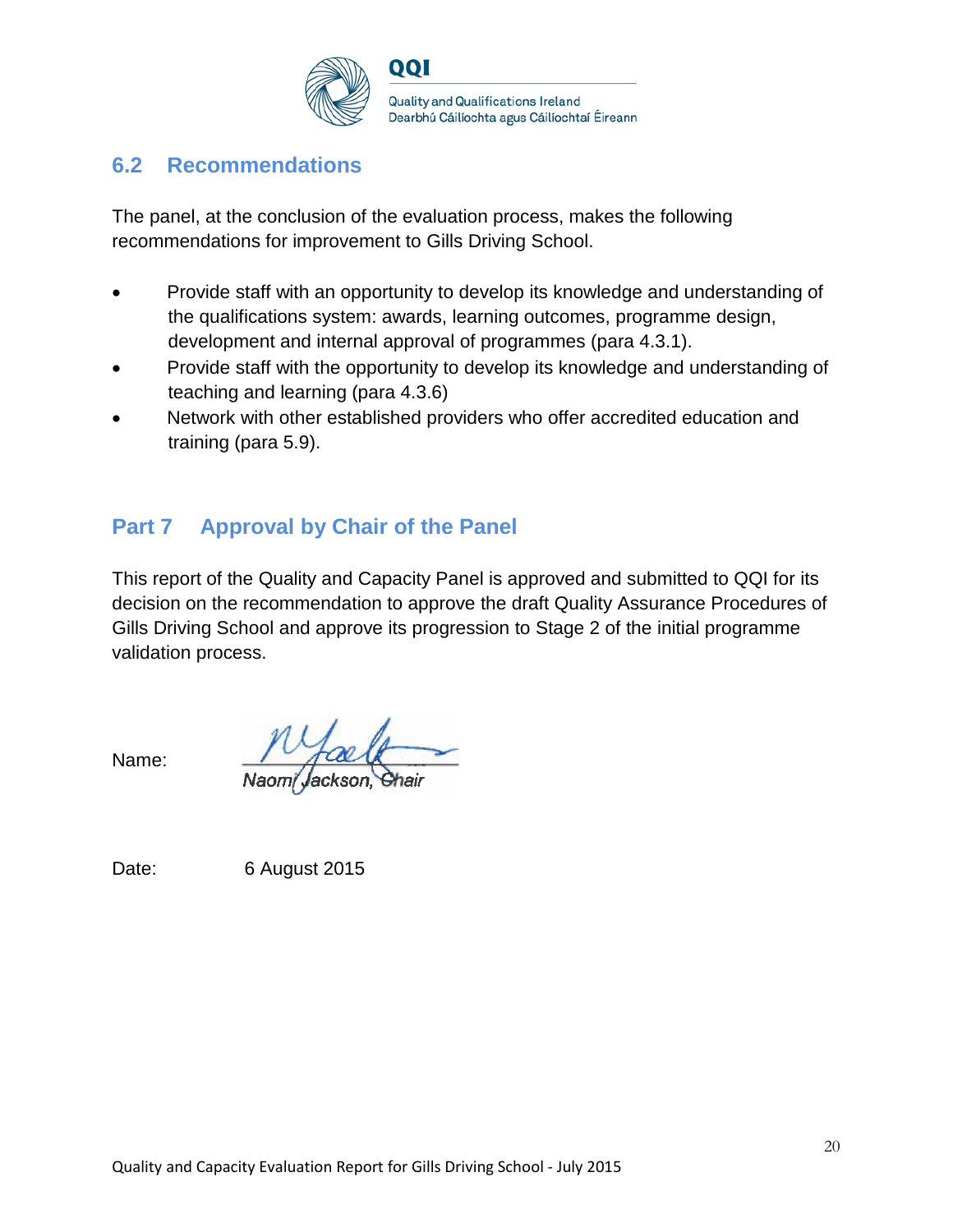## 6.2 Recommendations

The panel, at the conclusion of the evaluation process, makes the following recommendations for improvement to Gills Driving School.

- Provide staff with an opportunity to develop its knowledge and understanding of the qualifications system: awards, learning outcomes, programme design, development and internal approval of programmes (para 4.3.1).
- Provide staff with the opportunity to develop its knowledge and understanding of teaching and learning (para 4.3.6)
- Network with other established providers who offer accredited education and training (para 5.9).

# Part 7 Approval by Chair of the Panel

This report of the Quality and Capacity Panel is approved and submitted to QQI for its decision on the recommendation to approve the draft Quality Assurance Procedures of Gills Driving School and approve its progression to Stage 2 of the initial programme validation process.

Name: Naomi Jackson, Chair

Date: 6 August 2015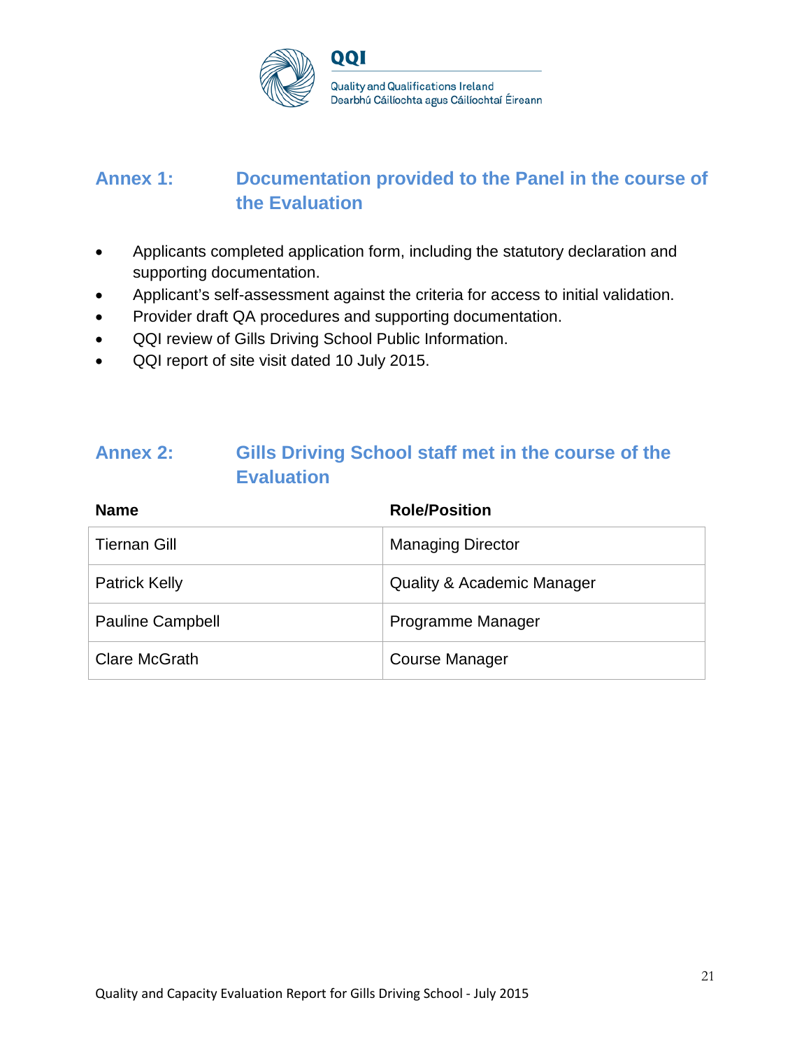## Annex 1: Documentation provided to the Panel in the course of the Evaluation

- Applicants completed application form, including the statutory declaration and supporting documentation.
- Applicant's self-assessment against the criteria for access to initial validation.
- Provider draft QA procedures and supporting documentation.
- QQI review of Gills Driving School Public Information.
- QQI report of site visit dated 10 July 2015.

## Annex 2: Gills Driving School staff met in the course of the Evaluation

| Name | Role/Position |
|---|---|
| Tiernan Gill | Managing Director |
| Patrick Kelly | Quality & Academic Manager |
| Pauline Campbell | Programme Manager |
| Clare McGrath | Course Manager |